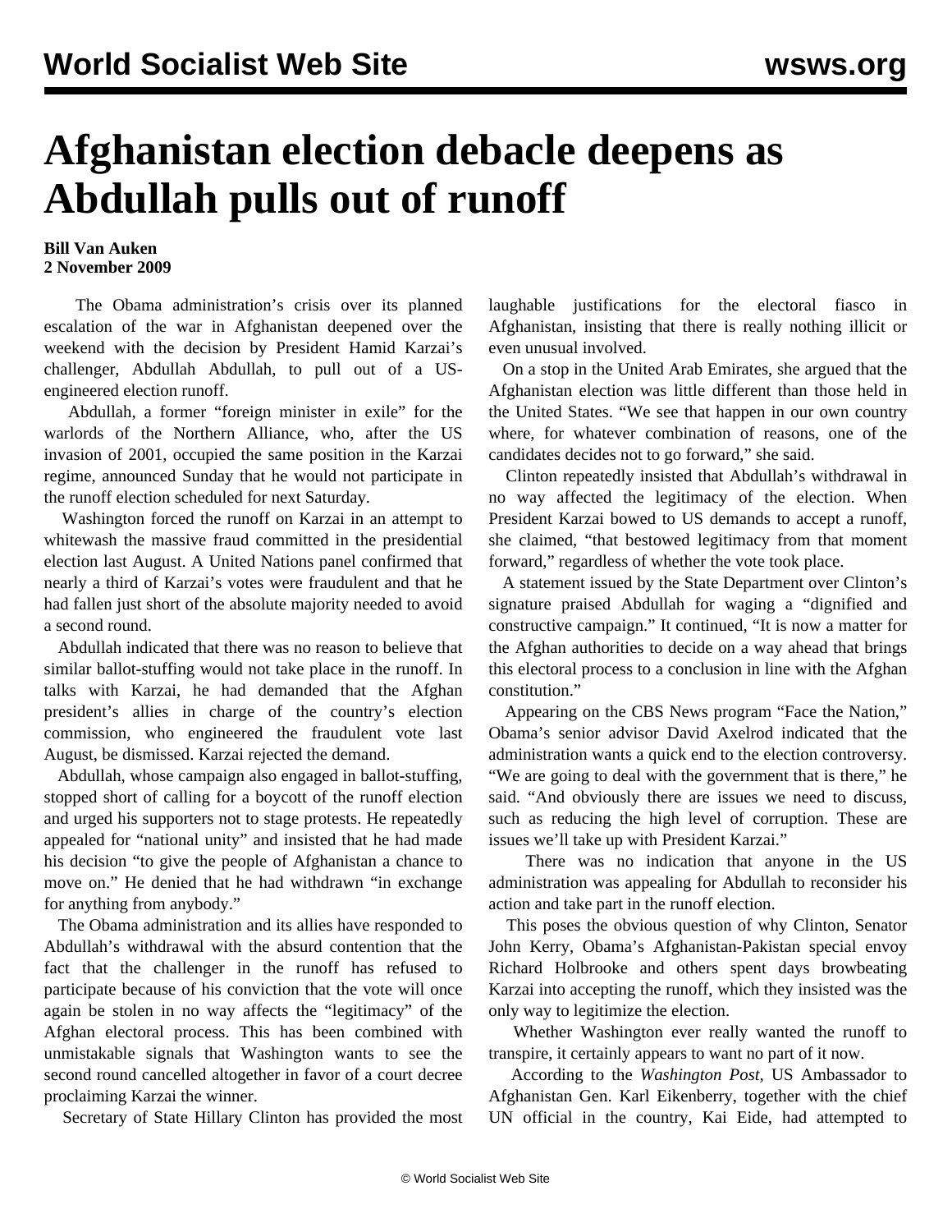# Afghanistan election debacle deepens as Abdullah pulls out of runoff

**Bill Van Auken**
**2 November 2009**

The Obama administration's crisis over its planned escalation of the war in Afghanistan deepened over the weekend with the decision by President Hamid Karzai's challenger, Abdullah Abdullah, to pull out of a US-engineered election runoff.

Abdullah, a former "foreign minister in exile" for the warlords of the Northern Alliance, who, after the US invasion of 2001, occupied the same position in the Karzai regime, announced Sunday that he would not participate in the runoff election scheduled for next Saturday.

Washington forced the runoff on Karzai in an attempt to whitewash the massive fraud committed in the presidential election last August. A United Nations panel confirmed that nearly a third of Karzai's votes were fraudulent and that he had fallen just short of the absolute majority needed to avoid a second round.

Abdullah indicated that there was no reason to believe that similar ballot-stuffing would not take place in the runoff. In talks with Karzai, he had demanded that the Afghan president's allies in charge of the country's election commission, who engineered the fraudulent vote last August, be dismissed. Karzai rejected the demand.

Abdullah, whose campaign also engaged in ballot-stuffing, stopped short of calling for a boycott of the runoff election and urged his supporters not to stage protests. He repeatedly appealed for "national unity" and insisted that he had made his decision "to give the people of Afghanistan a chance to move on." He denied that he had withdrawn "in exchange for anything from anybody."

The Obama administration and its allies have responded to Abdullah's withdrawal with the absurd contention that the fact that the challenger in the runoff has refused to participate because of his conviction that the vote will once again be stolen in no way affects the "legitimacy" of the Afghan electoral process. This has been combined with unmistakable signals that Washington wants to see the second round cancelled altogether in favor of a court decree proclaiming Karzai the winner.

Secretary of State Hillary Clinton has provided the most laughable justifications for the electoral fiasco in Afghanistan, insisting that there is really nothing illicit or even unusual involved.

On a stop in the United Arab Emirates, she argued that the Afghanistan election was little different than those held in the United States. "We see that happen in our own country where, for whatever combination of reasons, one of the candidates decides not to go forward," she said.

Clinton repeatedly insisted that Abdullah's withdrawal in no way affected the legitimacy of the election. When President Karzai bowed to US demands to accept a runoff, she claimed, "that bestowed legitimacy from that moment forward," regardless of whether the vote took place.

A statement issued by the State Department over Clinton's signature praised Abdullah for waging a "dignified and constructive campaign." It continued, "It is now a matter for the Afghan authorities to decide on a way ahead that brings this electoral process to a conclusion in line with the Afghan constitution."

Appearing on the CBS News program "Face the Nation," Obama's senior advisor David Axelrod indicated that the administration wants a quick end to the election controversy. "We are going to deal with the government that is there," he said. "And obviously there are issues we need to discuss, such as reducing the high level of corruption. These are issues we'll take up with President Karzai."

There was no indication that anyone in the US administration was appealing for Abdullah to reconsider his action and take part in the runoff election.

This poses the obvious question of why Clinton, Senator John Kerry, Obama's Afghanistan-Pakistan special envoy Richard Holbrooke and others spent days browbeating Karzai into accepting the runoff, which they insisted was the only way to legitimize the election.

Whether Washington ever really wanted the runoff to transpire, it certainly appears to want no part of it now.

According to the *Washington Post*, US Ambassador to Afghanistan Gen. Karl Eikenberry, together with the chief UN official in the country, Kai Eide, had attempted to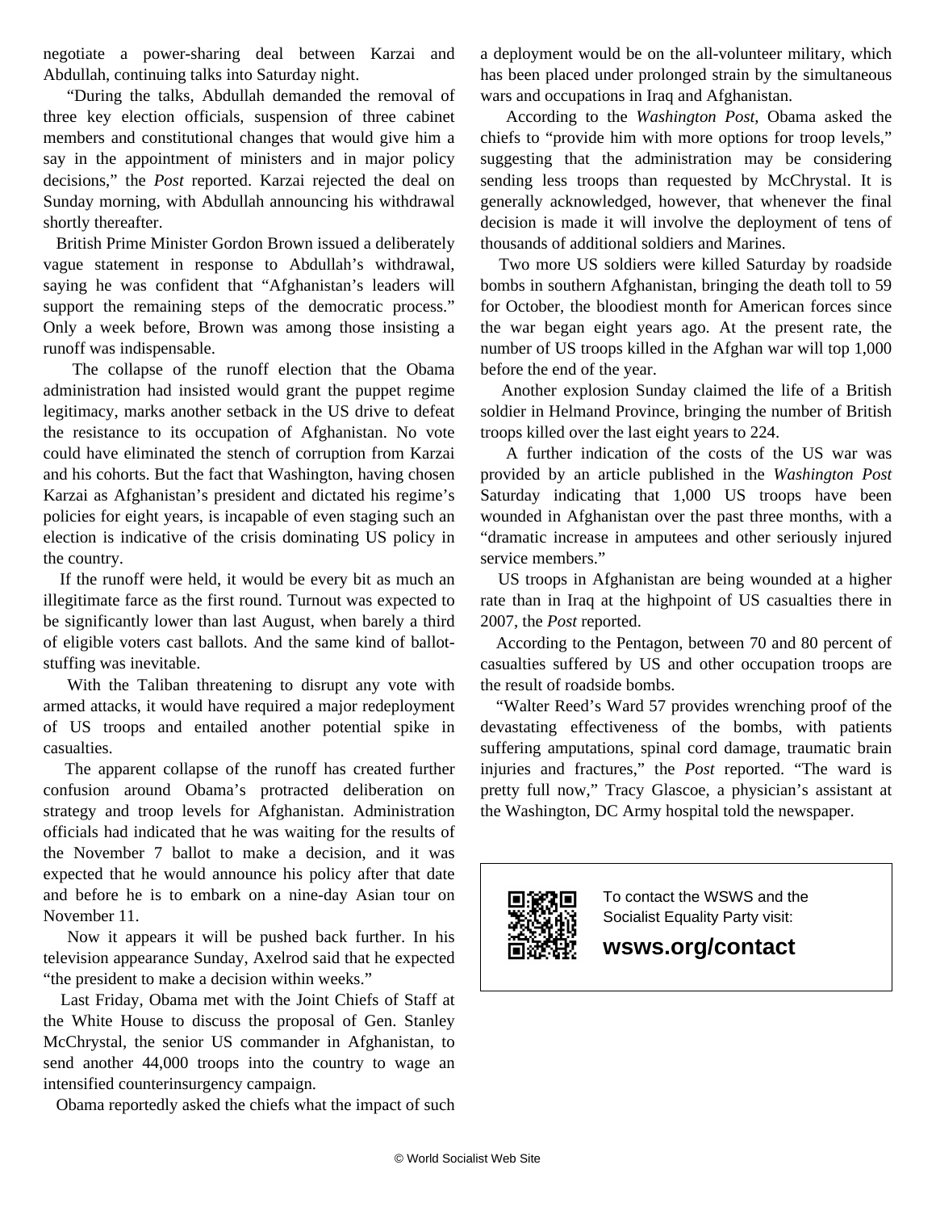negotiate a power-sharing deal between Karzai and Abdullah, continuing talks into Saturday night.

"During the talks, Abdullah demanded the removal of three key election officials, suspension of three cabinet members and constitutional changes that would give him a say in the appointment of ministers and in major policy decisions," the *Post* reported. Karzai rejected the deal on Sunday morning, with Abdullah announcing his withdrawal shortly thereafter.

British Prime Minister Gordon Brown issued a deliberately vague statement in response to Abdullah's withdrawal, saying he was confident that "Afghanistan's leaders will support the remaining steps of the democratic process." Only a week before, Brown was among those insisting a runoff was indispensable.

The collapse of the runoff election that the Obama administration had insisted would grant the puppet regime legitimacy, marks another setback in the US drive to defeat the resistance to its occupation of Afghanistan. No vote could have eliminated the stench of corruption from Karzai and his cohorts. But the fact that Washington, having chosen Karzai as Afghanistan's president and dictated his regime's policies for eight years, is incapable of even staging such an election is indicative of the crisis dominating US policy in the country.

If the runoff were held, it would be every bit as much an illegitimate farce as the first round. Turnout was expected to be significantly lower than last August, when barely a third of eligible voters cast ballots. And the same kind of ballot-stuffing was inevitable.

With the Taliban threatening to disrupt any vote with armed attacks, it would have required a major redeployment of US troops and entailed another potential spike in casualties.

The apparent collapse of the runoff has created further confusion around Obama's protracted deliberation on strategy and troop levels for Afghanistan. Administration officials had indicated that he was waiting for the results of the November 7 ballot to make a decision, and it was expected that he would announce his policy after that date and before he is to embark on a nine-day Asian tour on November 11.

Now it appears it will be pushed back further. In his television appearance Sunday, Axelrod said that he expected "the president to make a decision within weeks."

Last Friday, Obama met with the Joint Chiefs of Staff at the White House to discuss the proposal of Gen. Stanley McChrystal, the senior US commander in Afghanistan, to send another 44,000 troops into the country to wage an intensified counterinsurgency campaign.

Obama reportedly asked the chiefs what the impact of such a deployment would be on the all-volunteer military, which has been placed under prolonged strain by the simultaneous wars and occupations in Iraq and Afghanistan.

According to the *Washington Post*, Obama asked the chiefs to "provide him with more options for troop levels," suggesting that the administration may be considering sending less troops than requested by McChrystal. It is generally acknowledged, however, that whenever the final decision is made it will involve the deployment of tens of thousands of additional soldiers and Marines.

Two more US soldiers were killed Saturday by roadside bombs in southern Afghanistan, bringing the death toll to 59 for October, the bloodiest month for American forces since the war began eight years ago. At the present rate, the number of US troops killed in the Afghan war will top 1,000 before the end of the year.

Another explosion Sunday claimed the life of a British soldier in Helmand Province, bringing the number of British troops killed over the last eight years to 224.

A further indication of the costs of the US war was provided by an article published in the *Washington Post* Saturday indicating that 1,000 US troops have been wounded in Afghanistan over the past three months, with a "dramatic increase in amputees and other seriously injured service members."

US troops in Afghanistan are being wounded at a higher rate than in Iraq at the highpoint of US casualties there in 2007, the *Post* reported.

According to the Pentagon, between 70 and 80 percent of casualties suffered by US and other occupation troops are the result of roadside bombs.

"Walter Reed's Ward 57 provides wrenching proof of the devastating effectiveness of the bombs, with patients suffering amputations, spinal cord damage, traumatic brain injuries and fractures," the *Post* reported. "The ward is pretty full now," Tracy Glascoe, a physician's assistant at the Washington, DC Army hospital told the newspaper.

To contact the WSWS and the Socialist Equality Party visit:

**wsws.org/contact**